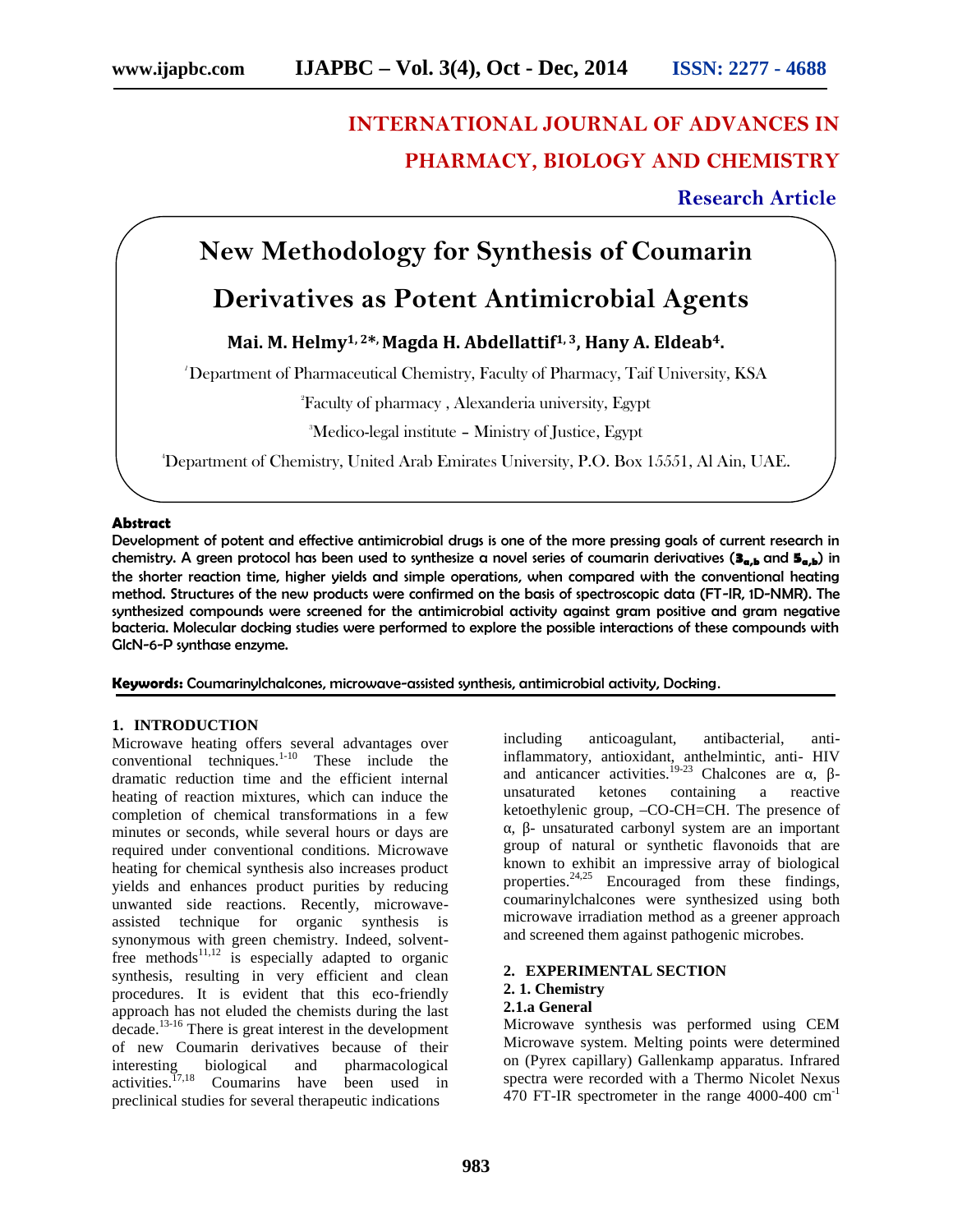**INTERNATIONAL JOURNAL OF ADVANCES IN PHARMACY, BIOLOGY AND CHEMISTRY**

**Research Article**

# New Methodology for Synthesis of Coumarin Derivatives as Potent Antimicrobial Agents

**Mai. M. Helmy[1, 2*], Magda H. Abdellattif[1, 3], Hany A. Eldeab[4].**

[1]Department of Pharmaceutical Chemistry, Faculty of Pharmacy, Taif University, KSA

[2]Faculty of pharmacy , Alexanderia university, Egypt

[3]Medico-legal institute – Ministry of Justice, Egypt

[4]Department of Chemistry, United Arab Emirates University, P.O. Box 15551, Al Ain, UAE.

**Abstract**

**Development of potent and effective antimicrobial drugs is one of the more pressing goals of current research in chemistry. A green protocol has been used to synthesize a novel series of coumarin derivatives ($3_{a,b}$ and $5_{a,b}$) in the shorter reaction time, higher yields and simple operations, when compared with the conventional heating method. Structures of the new products were confirmed on the basis of spectroscopic data (FT-IR, 1D-NMR). The synthesized compounds were screened for the antimicrobial activity against gram positive and gram negative bacteria. Molecular docking studies were performed to explore the possible interactions of these compounds with GlcN-6-P synthase enzyme.**

**Keywords:** Coumarinylchalcones, microwave-assisted synthesis, antimicrobial activity, Docking.

## 1. INTRODUCTION

Microwave heating offers several advantages over conventional techniques.[1-10] These include the dramatic reduction time and the efficient internal heating of reaction mixtures, which can induce the completion of chemical transformations in a few minutes or seconds, while several hours or days are required under conventional conditions. Microwave heating for chemical synthesis also increases product yields and enhances product purities by reducing unwanted side reactions. Recently, microwave-assisted technique for organic synthesis is synonymous with green chemistry. Indeed, solvent-free methods[11,12] is especially adapted to organic synthesis, resulting in very efficient and clean procedures. It is evident that this eco-friendly approach has not eluded the chemists during the last decade.[13-16] There is great interest in the development of new Coumarin derivatives because of their interesting biological and pharmacological activities.[17,18] Coumarins have been used in preclinical studies for several therapeutic indications including anticoagulant, antibacterial, anti-inflammatory, antioxidant, anthelmintic, anti- HIV and anticancer activities.[19-23] Chalcones are α, β-unsaturated ketones containing a reactive ketoethylenic group, –CO-CH=CH. The presence of α, β- unsaturated carbonyl system are an important group of natural or synthetic flavonoids that are known to exhibit an impressive array of biological properties.[24,25] Encouraged from these findings, coumarinylchalcones were synthesized using both microwave irradiation method as a greener approach and screened them against pathogenic microbes.

## 2. EXPERIMENTAL SECTION

### 2. 1. Chemistry

#### 2.1.a General

Microwave synthesis was performed using CEM Microwave system. Melting points were determined on (Pyrex capillary) Gallenkamp apparatus. Infrared spectra were recorded with a Thermo Nicolet Nexus 470 FT-IR spectrometer in the range 4000-400 cm$^{-1}$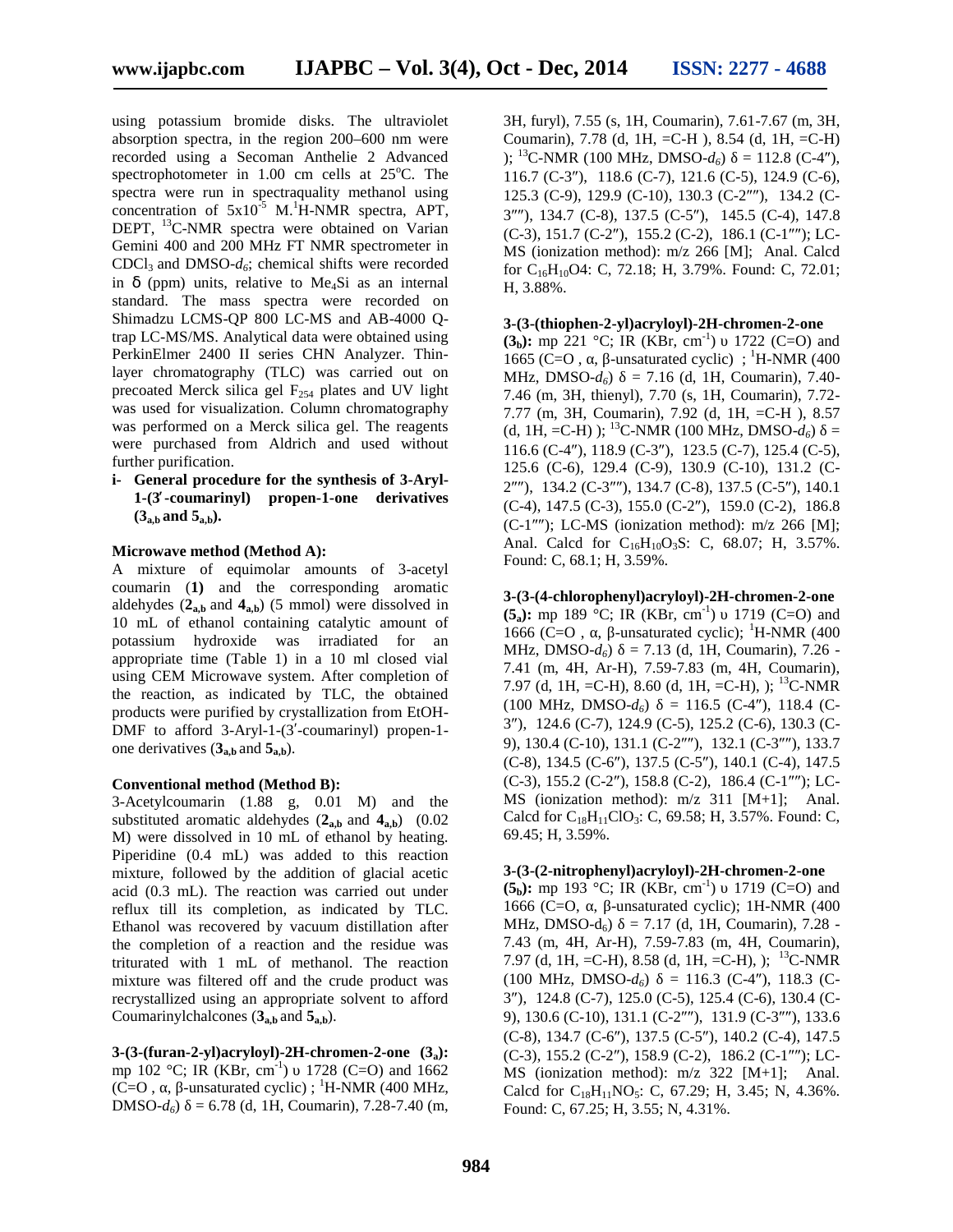using potassium bromide disks. The ultraviolet absorption spectra, in the region 200–600 nm were recorded using a Secoman Anthelie 2 Advanced spectrophotometer in 1.00 cm cells at 25°C. The spectra were run in spectraquality methanol using concentration of $5x10^{-5}$ M. $^{1}$H-NMR spectra, APT, DEPT, $^{13}$C-NMR spectra were obtained on Varian Gemini 400 and 200 MHz FT NMR spectrometer in $CDCl_3$ and DMSO-$d_6$; chemical shifts were recorded in δ (ppm) units, relative to $Me_4Si$ as an internal standard. The mass spectra were recorded on Shimadzu LCMS-QP 800 LC-MS and AB-4000 Q-trap LC-MS/MS. Analytical data were obtained using PerkinElmer 2400 II series CHN Analyzer. Thin-layer chromatography (TLC) was carried out on precoated Merck silica gel $F_{254}$ plates and UV light was used for visualization. Column chromatography was performed on a Merck silica gel. The reagents were purchased from Aldrich and used without further purification.

**i- General procedure for the synthesis of 3-Aryl-1-(3′-coumarinyl) propen-1-one derivatives ($3_{a,b}$ and $5_{a,b}$).**

**Microwave method (Method A):**

A mixture of equimolar amounts of 3-acetyl coumarin (**1**) and the corresponding aromatic aldehydes ($2_{a,b}$ and $4_{a,b}$) (5 mmol) were dissolved in 10 mL of ethanol containing catalytic amount of potassium hydroxide was irradiated for an appropriate time (Table 1) in a 10 ml closed vial using CEM Microwave system. After completion of the reaction, as indicated by TLC, the obtained products were purified by crystallization from EtOH-DMF to afford 3-Aryl-1-(3′-coumarinyl) propen-1-one derivatives ($3_{a,b}$ and $5_{a,b}$).

**Conventional method (Method B):**

3-Acetylcoumarin (1.88 g, 0.01 M) and the substituted aromatic aldehydes ($2_{a,b}$ and $4_{a,b}$) (0.02 M) were dissolved in 10 mL of ethanol by heating. Piperidine (0.4 mL) was added to this reaction mixture, followed by the addition of glacial acetic acid (0.3 mL). The reaction was carried out under reflux till its completion, as indicated by TLC. Ethanol was recovered by vacuum distillation after the completion of a reaction and the residue was triturated with 1 mL of methanol. The reaction mixture was filtered off and the crude product was recrystallized using an appropriate solvent to afford Coumarinylchalcones ($3_{a,b}$ and $5_{a,b}$).

**3-(3-(furan-2-yl)acryloyl)-2H-chromen-2-one ($3_a$):** mp 102 °C; IR (KBr, $cm^{-1}$) υ 1728 (C=O) and 1662 (C=O , α, β-unsaturated cyclic) ; $^{1}$H-NMR (400 MHz, DMSO-$d_6$) δ = 6.78 (d, 1H, Coumarin), 7.28-7.40 (m, 3H, furyl), 7.55 (s, 1H, Coumarin), 7.61-7.67 (m, 3H, Coumarin), 7.78 (d, 1H, =C-H ), 8.54 (d, 1H, =C-H) ); $^{13}$C-NMR (100 MHz, DMSO-$d_6$) δ = 112.8 (C-4″), 116.7 (C-3″), 118.6 (C-7), 121.6 (C-5), 124.9 (C-6), 125.3 (C-9), 129.9 (C-10), 130.3 (C-2‴), 134.2 (C-3‴), 134.7 (C-8), 137.5 (C-5″), 145.5 (C-4), 147.8 (C-3), 151.7 (C-2″), 155.2 (C-2), 186.1 (C-1‴); LC-MS (ionization method): m/z 266 [M]; Anal. Calcd for $C_{16}H_{10}O4$: C, 72.18; H, 3.79%. Found: C, 72.01; H, 3.88%.

**3-(3-(thiophen-2-yl)acryloyl)-2H-chromen-2-one ($3_b$):** mp 221 °C; IR (KBr, $cm^{-1}$) υ 1722 (C=O) and 1665 (C=O , α, β-unsaturated cyclic) ; $^{1}$H-NMR (400 MHz, DMSO-$d_6$) δ = 7.16 (d, 1H, Coumarin), 7.40-7.46 (m, 3H, thienyl), 7.70 (s, 1H, Coumarin), 7.72-7.77 (m, 3H, Coumarin), 7.92 (d, 1H, =C-H ), 8.57 (d, 1H, =C-H) ); $^{13}$C-NMR (100 MHz, DMSO-$d_6$) δ = 116.6 (C-4″), 118.9 (C-3″), 123.5 (C-7), 125.4 (C-5), 125.6 (C-6), 129.4 (C-9), 130.9 (C-10), 131.2 (C-2‴), 134.2 (C-3‴), 134.7 (C-8), 137.5 (C-5″), 140.1 (C-4), 147.5 (C-3), 155.0 (C-2″), 159.0 (C-2), 186.8 (C-1‴); LC-MS (ionization method): m/z 266 [M]; Anal. Calcd for $C_{16}H_{10}O_3S$: C, 68.07; H, 3.57%. Found: C, 68.1; H, 3.59%.

**3-(3-(4-chlorophenyl)acryloyl)-2H-chromen-2-one ($5_a$):** mp 189 °C; IR (KBr, $cm^{-1}$) υ 1719 (C=O) and 1666 (C=O , α, β-unsaturated cyclic); $^{1}$H-NMR (400 MHz, DMSO-$d_6$) δ = 7.13 (d, 1H, Coumarin), 7.26 - 7.41 (m, 4H, Ar-H), 7.59-7.83 (m, 4H, Coumarin), 7.97 (d, 1H, =C-H), 8.60 (d, 1H, =C-H), ); $^{13}$C-NMR (100 MHz, DMSO-$d_6$) δ = 116.5 (C-4″), 118.4 (C-3″), 124.6 (C-7), 124.9 (C-5), 125.2 (C-6), 130.3 (C-9), 130.4 (C-10), 131.1 (C-2‴), 132.1 (C-3‴), 133.7 (C-8), 134.5 (C-6″), 137.5 (C-5″), 140.1 (C-4), 147.5 (C-3), 155.2 (C-2″), 158.8 (C-2), 186.4 (C-1‴); LC-MS (ionization method): m/z 311 [M+1]; Anal. Calcd for $C_{18}H_{11}ClO_3$: C, 69.58; H, 3.57%. Found: C, 69.45; H, 3.59%.

**3-(3-(2-nitrophenyl)acryloyl)-2H-chromen-2-one ($5_b$):** mp 193 °C; IR (KBr, $cm^{-1}$) υ 1719 (C=O) and 1666 (C=O, α, β-unsaturated cyclic); 1H-NMR (400 MHz, DMSO-$d_6$) δ = 7.17 (d, 1H, Coumarin), 7.28 - 7.43 (m, 4H, Ar-H), 7.59-7.83 (m, 4H, Coumarin), 7.97 (d, 1H, =C-H), 8.58 (d, 1H, =C-H), ); $^{13}$C-NMR (100 MHz, DMSO-$d_6$) δ = 116.3 (C-4″), 118.3 (C-3″), 124.8 (C-7), 125.0 (C-5), 125.4 (C-6), 130.4 (C-9), 130.6 (C-10), 131.1 (C-2‴), 131.9 (C-3‴), 133.6 (C-8), 134.7 (C-6″), 137.5 (C-5″), 140.2 (C-4), 147.5 (C-3), 155.2 (C-2″), 158.9 (C-2), 186.2 (C-1‴); LC-MS (ionization method): m/z 322 [M+1]; Anal. Calcd for $C_{18}H_{11}NO_5$: C, 67.29; H, 3.45; N, 4.36%. Found: C, 67.25; H, 3.55; N, 4.31%.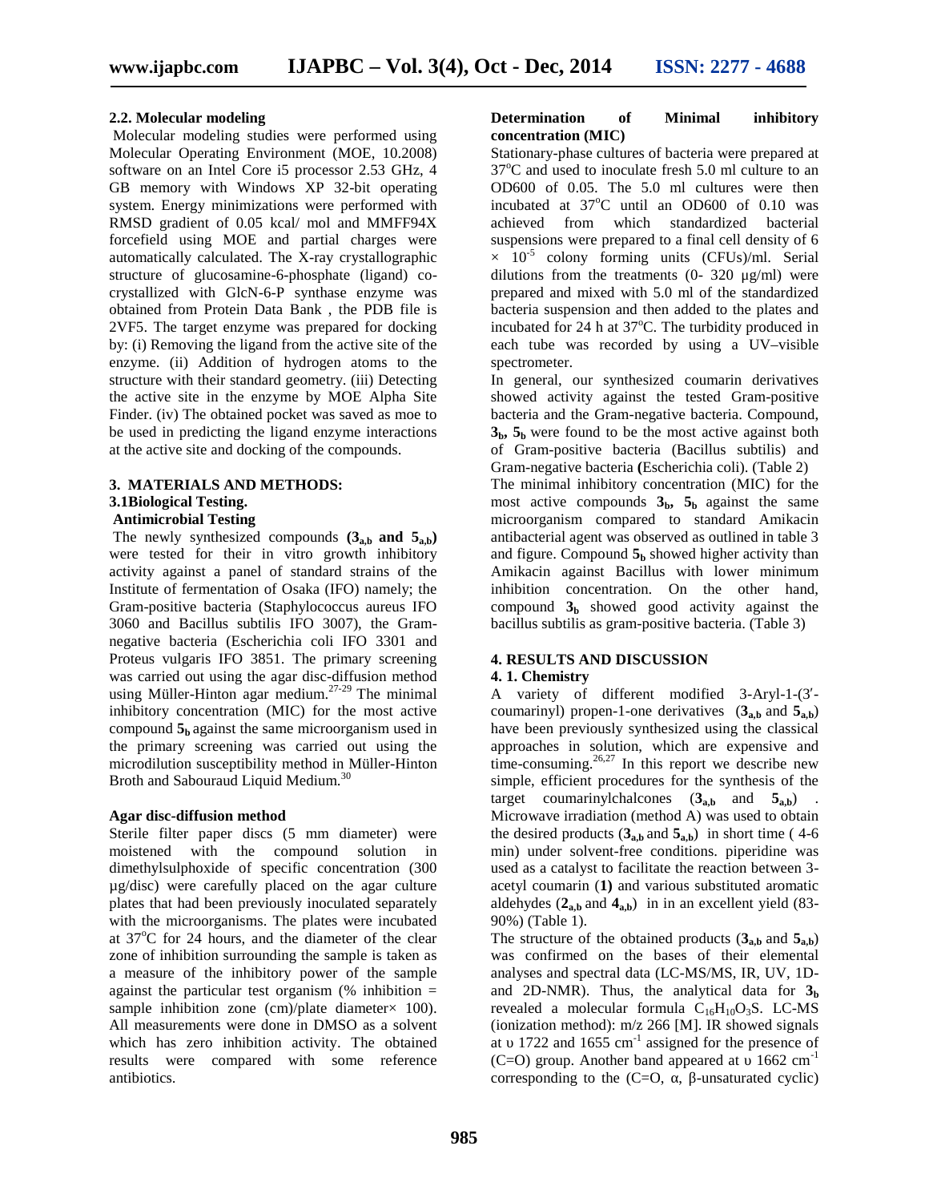### 2.2. Molecular modeling

Molecular modeling studies were performed using Molecular Operating Environment (MOE, 10.2008) software on an Intel Core i5 processor 2.53 GHz, 4 GB memory with Windows XP 32-bit operating system. Energy minimizations were performed with RMSD gradient of 0.05 kcal/ mol and MMFF94X forcefield using MOE and partial charges were automatically calculated. The X-ray crystallographic structure of glucosamine-6-phosphate (ligand) co-crystallized with GlcN-6-P synthase enzyme was obtained from Protein Data Bank , the PDB file is 2VF5. The target enzyme was prepared for docking by: (i) Removing the ligand from the active site of the enzyme. (ii) Addition of hydrogen atoms to the structure with their standard geometry. (iii) Detecting the active site in the enzyme by MOE Alpha Site Finder. (iv) The obtained pocket was saved as moe to be used in predicting the ligand enzyme interactions at the active site and docking of the compounds.

## 3. MATERIALS AND METHODS:

### 3.1Biological Testing.

**Antimicrobial Testing**

The newly synthesized compounds **($3_{a,b}$ and $5_{a,b}$)** were tested for their in vitro growth inhibitory activity against a panel of standard strains of the Institute of fermentation of Osaka (IFO) namely; the Gram-positive bacteria (Staphylococcus aureus IFO 3060 and Bacillus subtilis IFO 3007), the Gram-negative bacteria (Escherichia coli IFO 3301 and Proteus vulgaris IFO 3851. The primary screening was carried out using the agar disc-diffusion method using Müller-Hinton agar medium.[27-29] The minimal inhibitory concentration (MIC) for the most active compound **$5_b$** against the same microorganism used in the primary screening was carried out using the microdilution susceptibility method in Müller-Hinton Broth and Sabouraud Liquid Medium.[30]

**Agar disc-diffusion method**

Sterile filter paper discs (5 mm diameter) were moistened with the compound solution in dimethylsulphoxide of specific concentration (300 µg/disc) were carefully placed on the agar culture plates that had been previously inoculated separately with the microorganisms. The plates were incubated at 37°C for 24 hours, and the diameter of the clear zone of inhibition surrounding the sample is taken as a measure of the inhibitory power of the sample against the particular test organism (% inhibition = sample inhibition zone (cm)/plate diameter× 100). All measurements were done in DMSO as a solvent which has zero inhibition activity. The obtained results were compared with some reference antibiotics.

**Determination of Minimal inhibitory concentration (MIC)**

Stationary-phase cultures of bacteria were prepared at 37°C and used to inoculate fresh 5.0 ml culture to an OD600 of 0.05. The 5.0 ml cultures were then incubated at 37°C until an OD600 of 0.10 was achieved from which standardized bacterial suspensions were prepared to a final cell density of 6 $\times 10^{-5}$ colony forming units (CFUs)/ml. Serial dilutions from the treatments (0- 320 µg/ml) were prepared and mixed with 5.0 ml of the standardized bacteria suspension and then added to the plates and incubated for 24 h at 37°C. The turbidity produced in each tube was recorded by using a UV–visible spectrometer.

In general, our synthesized coumarin derivatives showed activity against the tested Gram-positive bacteria and the Gram-negative bacteria. Compound, **$3_b$, $5_b$** were found to be the most active against both of Gram-positive bacteria (Bacillus subtilis) and Gram-negative bacteria **(**Escherichia coli). (Table 2)

The minimal inhibitory concentration (MIC) for the most active compounds **$3_b$, $5_b$** against the same microorganism compared to standard Amikacin antibacterial agent was observed as outlined in table 3 and figure. Compound **$5_b$** showed higher activity than Amikacin against Bacillus with lower minimum inhibition concentration. On the other hand, compound **$3_b$** showed good activity against the bacillus subtilis as gram-positive bacteria. (Table 3)

## 4. RESULTS AND DISCUSSION

### 4. 1. Chemistry

A variety of different modified 3-Aryl-1-(3′-coumarinyl) propen-1-one derivatives (**$3_{a,b}$** and **$5_{a,b}$**) have been previously synthesized using the classical approaches in solution, which are expensive and time-consuming.[26,27] In this report we describe new simple, efficient procedures for the synthesis of the target coumarinylchalcones (**$3_{a,b}$** and **$5_{a,b}$**) . Microwave irradiation (method A) was used to obtain the desired products (**$3_{a,b}$** and **$5_{a,b}$**) in short time ( 4-6 min) under solvent-free conditions. piperidine was used as a catalyst to facilitate the reaction between 3-acetyl coumarin (**1)** and various substituted aromatic aldehydes (**$2_{a,b}$** and **$4_{a,b}$**) in in an excellent yield (83-90%) (Table 1).

The structure of the obtained products (**$3_{a,b}$** and **$5_{a,b}$**) was confirmed on the bases of their elemental analyses and spectral data (LC-MS/MS, IR, UV, 1D- and 2D-NMR). Thus, the analytical data for **$3_b$** revealed a molecular formula $C_{16}H_{10}O_3S$. LC-MS (ionization method): m/z 266 [M]. IR showed signals at υ 1722 and 1655 $cm^{-1}$ assigned for the presence of (C=O) group. Another band appeared at υ 1662 $cm^{-1}$ corresponding to the (C=O, α, β-unsaturated cyclic)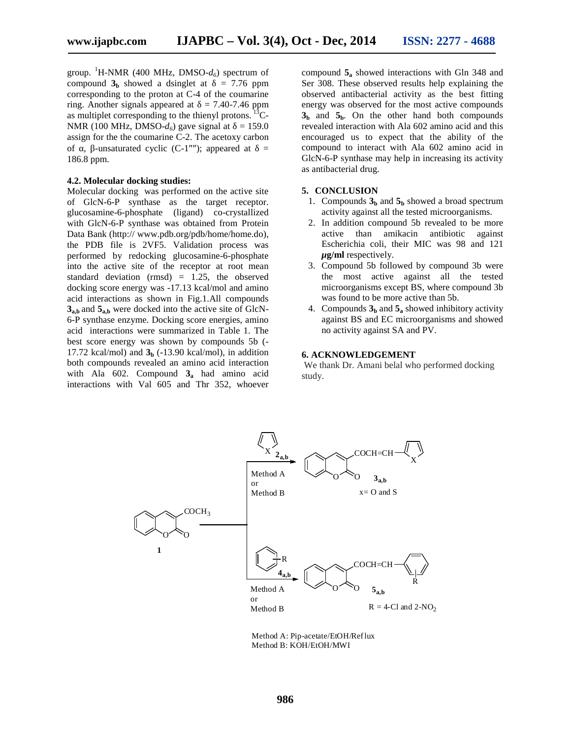group. [1]H-NMR (400 MHz, DMSO-$d_6$) spectrum of compound $\mathbf{3_b}$ showed a dsinglet at δ = 7.76 ppm corresponding to the proton at C-4 of the coumarine ring. Another signals appeared at δ = 7.40-7.46 ppm as multiplet corresponding to the thienyl protons. [13]C-NMR (100 MHz, DMSO-$d_6$) gave signal at δ = 159.0 assign for the the coumarine C-2. The acetoxy carbon of α, β-unsaturated cyclic (C-1‴); appeared at δ = 186.8 ppm.

**4.2. Molecular docking studies:**

Molecular docking was performed on the active site of GlcN-6-P synthase as the target receptor. glucosamine-6-phosphate (ligand) co-crystallized with GlcN-6-P synthase was obtained from Protein Data Bank (http:// www.pdb.org/pdb/home/home.do), the PDB file is 2VF5. Validation process was performed by redocking glucosamine-6-phosphate into the active site of the receptor at root mean standard deviation (rmsd) = 1.25, the observed docking score energy was -17.13 kcal/mol and amino acid interactions as shown in Fig.1.All compounds $\mathbf{3_{a,b}}$ and $\mathbf{5_{a,b}}$ were docked into the active site of GlcN-6-P synthase enzyme. Docking score energies, amino acid interactions were summarized in Table 1. The best score energy was shown by compounds 5b (-17.72 kcal/mol) and $\mathbf{3_b}$ (-13.90 kcal/mol), in addition both compounds revealed an amino acid interaction with Ala 602. Compound $\mathbf{3_a}$ had amino acid interactions with Val 605 and Thr 352, whoever compound $\mathbf{5_a}$ showed interactions with Gln 348 and Ser 308. These observed results help explaining the observed antibacterial activity as the best fitting energy was observed for the most active compounds $\mathbf{3_b}$ and $\mathbf{5_b}$. On the other hand both compounds revealed interaction with Ala 602 amino acid and this encouraged us to expect that the ability of the compound to interact with Ala 602 amino acid in GlcN-6-P synthase may help in increasing its activity as antibacterial drug.

## 5. CONCLUSION

1. Compounds $\mathbf{3_b}$ and $\mathbf{5_b}$ showed a broad spectrum activity against all the tested microorganisms.
2. In addition compound 5b revealed to be more active than amikacin antibiotic against Escherichia coli, their MIC was 98 and 121 ***µ*g/ml** respectively.
3. Compound 5b followed by compound 3b were the most active against all the tested microorganisms except BS, where compound 3b was found to be more active than 5b.
4. Compounds $\mathbf{3_b}$ and $\mathbf{5_a}$ showed inhibitory activity against BS and EC microorganisms and showed no activity against SA and PV.

## 6. ACKNOWLEDGEMENT

We thank Dr. Amani belal who performed docking study.

Method A: Pip-acetate/EtOH/Reflux
Method B: KOH/EtOH/MWI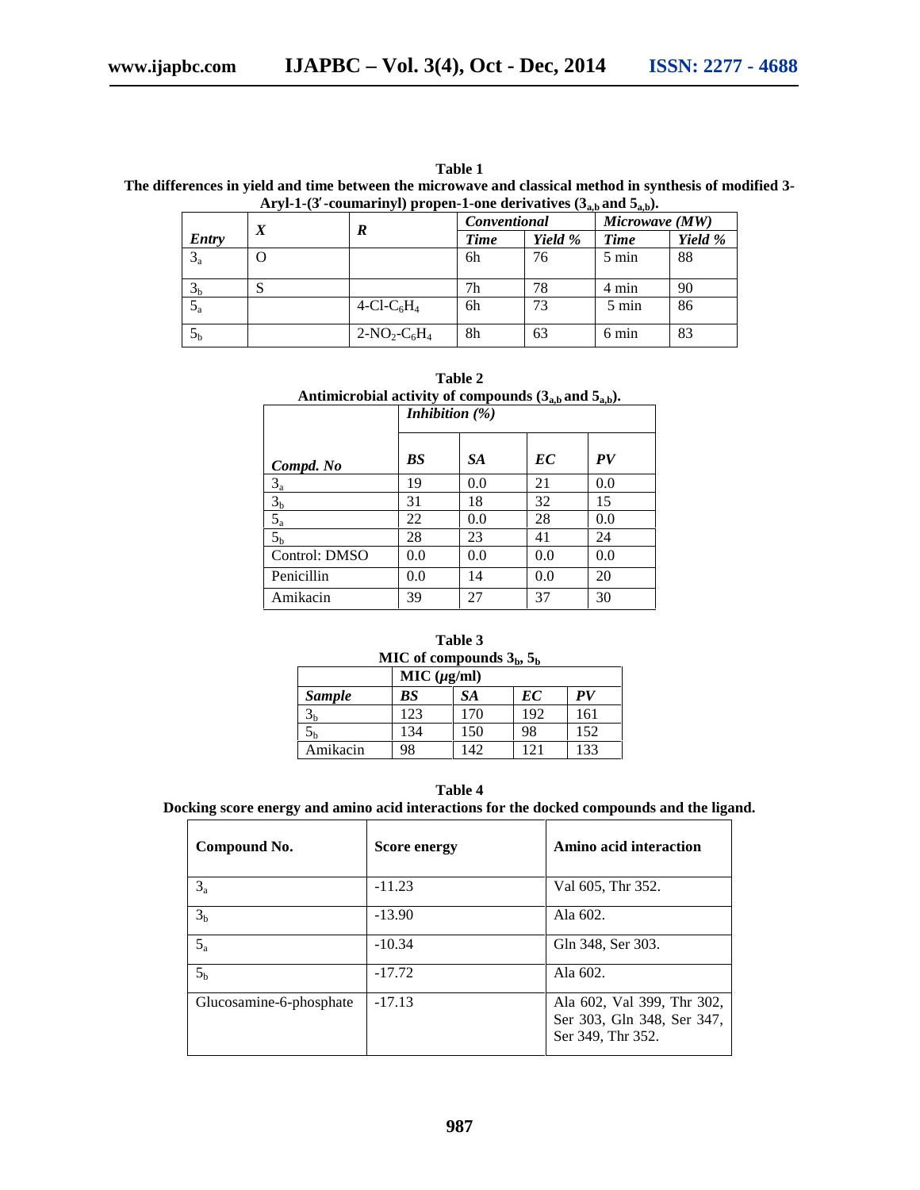**Table 1**
**The differences in yield and time between the microwave and classical method in synthesis of modified 3-Aryl-1-(3′-coumarinyl) propen-1-one derivatives ($3_{a,b}$ and $5_{a,b}$).**

| *Entry* | *X* | *R* | *Conventional* | | *Microwave (MW)* | |
|---|---|---|---|---|---|---|
| | | | *Time* | *Yield %* | *Time* | *Yield %* |
| $3_a$ | O | | 6h | 76 | 5 min | 88 |
| $3_b$ | S | | 7h | 78 | 4 min | 90 |
| $5_a$ | | 4-Cl-$C_6H_4$ | 6h | 73 | 5 min | 86 |
| $5_b$ | | 2-$NO_2$-$C_6H_4$ | 8h | 63 | 6 min | 83 |

**Table 2**
**Antimicrobial activity of compounds ($3_{a,b}$ and $5_{a,b}$).**

| *Compd. No* | *Inhibition (%)* | | | |
|---|---|---|---|---|
| | *BS* | *SA* | *EC* | *PV* |
| $3_a$ | 19 | 0.0 | 21 | 0.0 |
| $3_b$ | 31 | 18 | 32 | 15 |
| $5_a$ | 22 | 0.0 | 28 | 0.0 |
| $5_b$ | 28 | 23 | 41 | 24 |
| Control: DMSO | 0.0 | 0.0 | 0.0 | 0.0 |
| Penicillin | 0.0 | 14 | 0.0 | 20 |
| Amikacin | 39 | 27 | 37 | 30 |

**Table 3**
**MIC of compounds $3_b$, $5_b$**

| *Sample* | MIC ($\mu$g/ml) | | | |
|---|---|---|---|---|
| | *BS* | *SA* | *EC* | *PV* |
| $3_b$ | 123 | 170 | 192 | 161 |
| $5_b$ | 134 | 150 | 98 | 152 |
| Amikacin | 98 | 142 | 121 | 133 |

**Table 4**
**Docking score energy and amino acid interactions for the docked compounds and the ligand.**

| **Compound No.** | **Score energy** | **Amino acid interaction** |
|---|---|---|
| $3_a$ | -11.23 | Val 605, Thr 352. |
| $3_b$ | -13.90 | Ala 602. |
| $5_a$ | -10.34 | Gln 348, Ser 303. |
| $5_b$ | -17.72 | Ala 602. |
| Glucosamine-6-phosphate | -17.13 | Ala 602, Val 399, Thr 302, Ser 303, Gln 348, Ser 347, Ser 349, Thr 352. |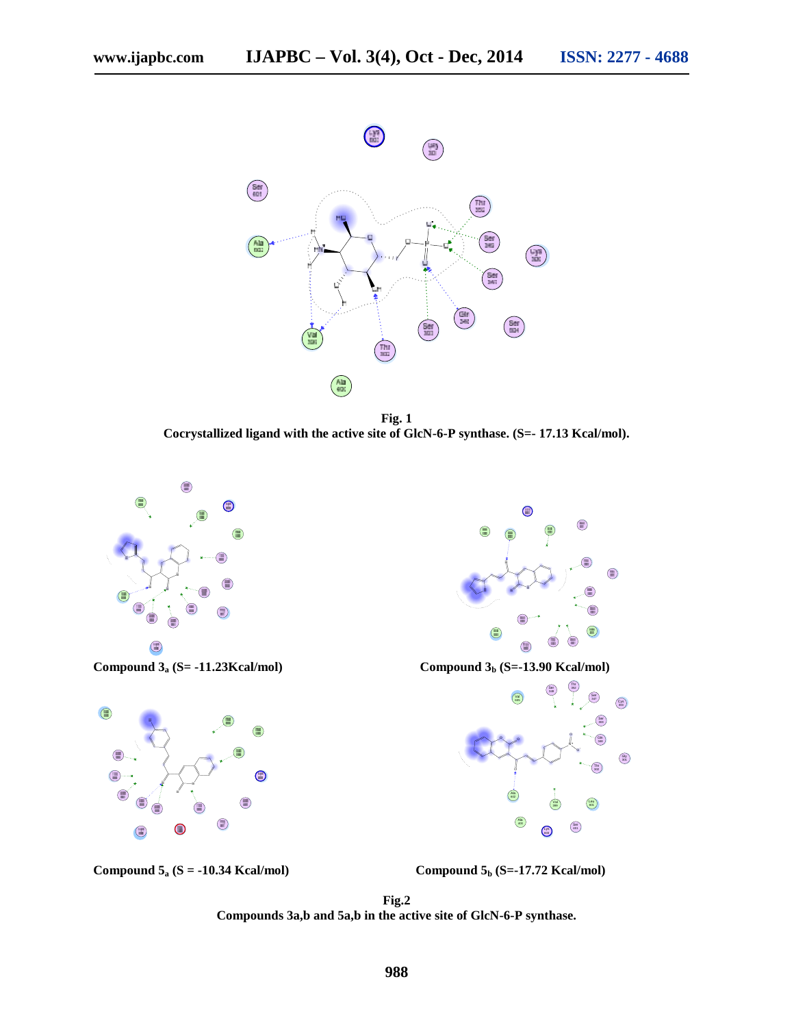**Fig. 1**
**Cocrystallized ligand with the active site of GlcN-6-P synthase. (S=- 17.13 Kcal/mol).**

**Compound $3_a$ (S= -11.23Kcal/mol)**

**Compound $3_b$ (S=-13.90 Kcal/mol)**

**Compound $5_a$ (S = -10.34 Kcal/mol)**

**Compound $5_b$ (S=-17.72 Kcal/mol)**

**Fig.2**
**Compounds 3a,b and 5a,b in the active site of GlcN-6-P synthase.**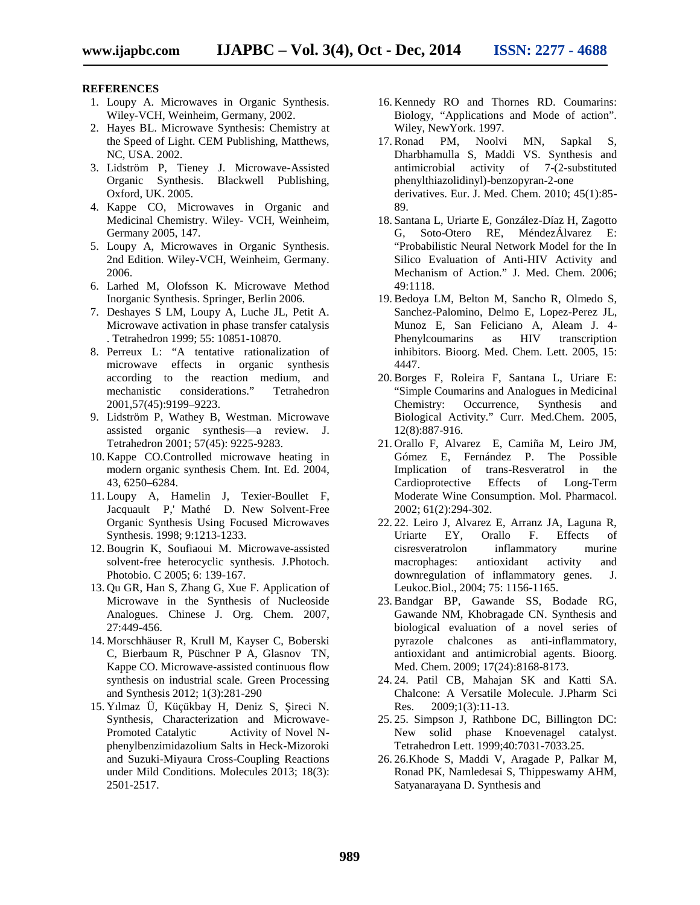**REFERENCES**

1. Loupy A. Microwaves in Organic Synthesis. Wiley-VCH, Weinheim, Germany, 2002.
2. Hayes BL. Microwave Synthesis: Chemistry at the Speed of Light. CEM Publishing, Matthews, NC, USA. 2002.
3. Lidström P, Tieney J. Microwave-Assisted Organic Synthesis. Blackwell Publishing, Oxford, UK. 2005.
4. Kappe CO, Microwaves in Organic and Medicinal Chemistry. Wiley- VCH, Weinheim, Germany 2005, 147.
5. Loupy A, Microwaves in Organic Synthesis. 2nd Edition. Wiley-VCH, Weinheim, Germany. 2006.
6. Larhed M, Olofsson K. Microwave Method Inorganic Synthesis. Springer, Berlin 2006.
7. Deshayes S LM, Loupy A, Luche JL, Petit A. Microwave activation in phase transfer catalysis . Tetrahedron 1999; 55: 10851-10870.
8. Perreux L: "A tentative rationalization of microwave effects in organic synthesis according to the reaction medium, and mechanistic considerations." Tetrahedron 2001,57(45):9199–9223.
9. Lidström P, Wathey B, Westman. Microwave assisted organic synthesis—a review. J. Tetrahedron 2001; 57(45): 9225-9283.
10. Kappe CO.Controlled microwave heating in modern organic synthesis Chem. Int. Ed. 2004, 43, 6250–6284.
11. Loupy A, Hamelin J, Texier-Boullet F, Jacquault P,' Mathé D. New Solvent-Free Organic Synthesis Using Focused Microwaves Synthesis. 1998; 9:1213-1233.
12. Bougrin K, Soufiaoui M. Microwave-assisted solvent-free heterocyclic synthesis. J.Photoch. Photobio. C 2005; 6: 139-167.
13. Qu GR, Han S, Zhang G, Xue F. Application of Microwave in the Synthesis of Nucleoside Analogues. Chinese J. Org. Chem. 2007, 27:449-456.
14. Morschhäuser R, Krull M, Kayser C, Boberski C, Bierbaum R, Püschner P A, Glasnov TN, Kappe CO. Microwave-assisted continuous flow synthesis on industrial scale. Green Processing and Synthesis 2012; 1(3):281-290
15. Yılmaz Ü, Küçükbay H, Deniz S, Şireci N. Synthesis, Characterization and Microwave-Promoted Catalytic Activity of Novel N-phenylbenzimidazolium Salts in Heck-Mizoroki and Suzuki-Miyaura Cross-Coupling Reactions under Mild Conditions. Molecules 2013; 18(3): 2501-2517.
16. Kennedy RO and Thornes RD. Coumarins: Biology, "Applications and Mode of action". Wiley, NewYork. 1997.
17. Ronad PM, Noolvi MN, Sapkal S, Dharbhamulla S, Maddi VS. Synthesis and antimicrobial activity of 7-(2-substituted phenylthiazolidinyl)-benzopyran-2-one derivatives. Eur. J. Med. Chem. 2010; 45(1):85-89.
18. Santana L, Uriarte E, González-Díaz H, Zagotto G, Soto-Otero RE, MéndezÁlvarez E: "Probabilistic Neural Network Model for the In Silico Evaluation of Anti-HIV Activity and Mechanism of Action." J. Med. Chem. 2006; 49:1118.
19. Bedoya LM, Belton M, Sancho R, Olmedo S, Sanchez-Palomino, Delmo E, Lopez-Perez JL, Munoz E, San Feliciano A, Aleam J. 4-Phenylcoumarins as HIV transcription inhibitors. Bioorg. Med. Chem. Lett. 2005, 15: 4447.
20. Borges F, Roleira F, Santana L, Uriare E: "Simple Coumarins and Analogues in Medicinal Chemistry: Occurrence, Synthesis and Biological Activity." Curr. Med.Chem. 2005, 12(8):887-916.
21. Orallo F, Alvarez E, Camiña M, Leiro JM, Gómez E, Fernández P. The Possible Implication of trans-Resveratrol in the Cardioprotective Effects of Long-Term Moderate Wine Consumption. Mol. Pharmacol. 2002; 61(2):294-302.
22. 22. Leiro J, Alvarez E, Arranz JA, Laguna R, Uriarte EY, Orallo F. Effects of cisresveratrolon inflammatory murine macrophages: antioxidant activity and downregulation of inflammatory genes. J. Leukoc.Biol., 2004; 75: 1156-1165.
23. Bandgar BP, Gawande SS, Bodade RG, Gawande NM, Khobragade CN. Synthesis and biological evaluation of a novel series of pyrazole chalcones as anti-inflammatory, antioxidant and antimicrobial agents. Bioorg. Med. Chem. 2009; 17(24):8168-8173.
24. 24. Patil CB, Mahajan SK and Katti SA. Chalcone: A Versatile Molecule. J.Pharm Sci Res. 2009;1(3):11-13.
25. 25. Simpson J, Rathbone DC, Billington DC: New solid phase Knoevenagel catalyst. Tetrahedron Lett. 1999;40:7031-7033.25.
26. 26.Khode S, Maddi V, Aragade P, Palkar M, Ronad PK, Namledesai S, Thippeswamy AHM, Satyanarayana D. Synthesis and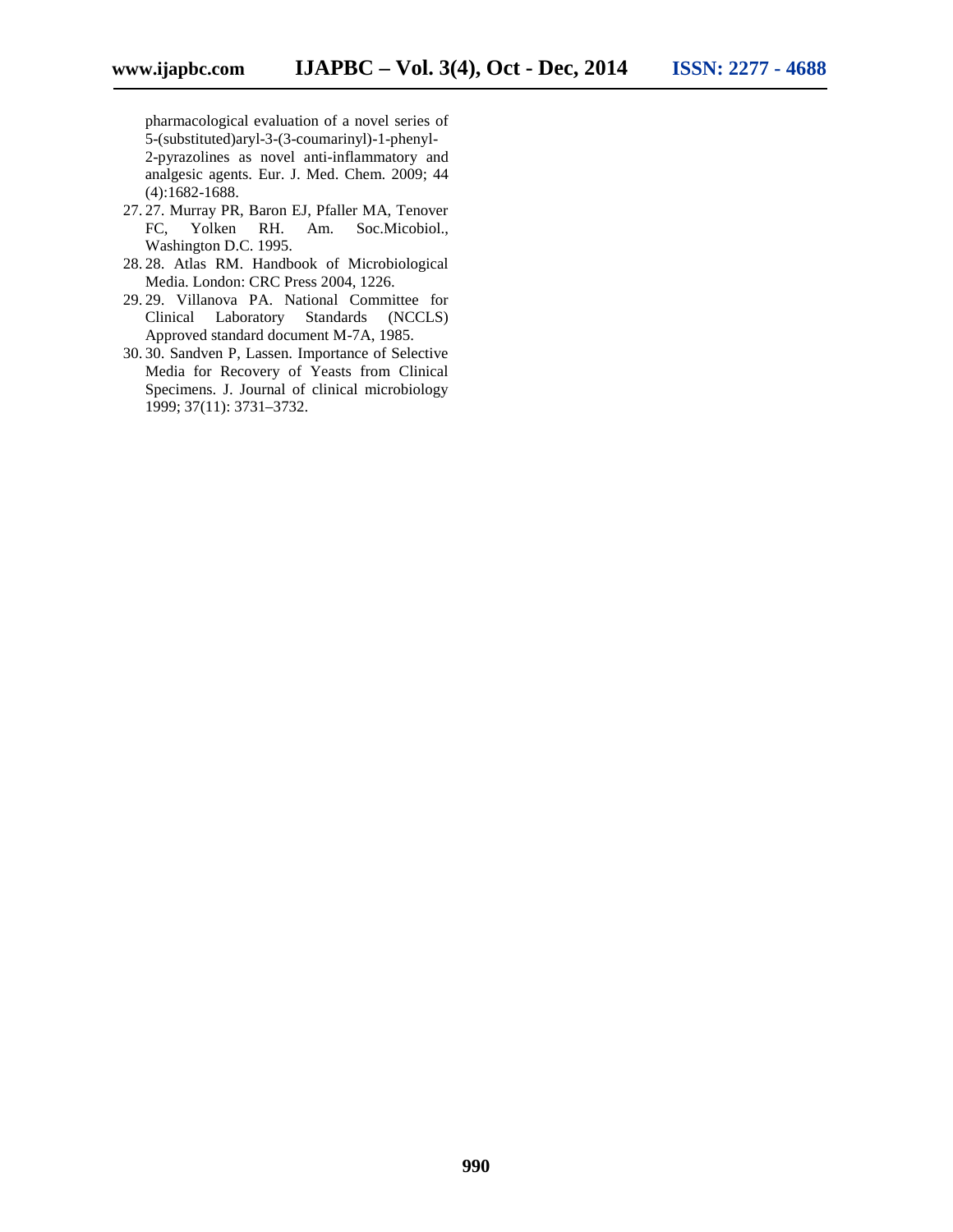pharmacological evaluation of a novel series of 5-(substituted)aryl-3-(3-coumarinyl)-1-phenyl-2-pyrazolines as novel anti-inflammatory and analgesic agents. Eur. J. Med. Chem. 2009; 44 (4):1682-1688.

27. 27. Murray PR, Baron EJ, Pfaller MA, Tenover FC, Yolken RH. Am. Soc.Micobiol., Washington D.C. 1995.
28. 28. Atlas RM. Handbook of Microbiological Media. London: CRC Press 2004, 1226.
29. 29. Villanova PA. National Committee for Clinical Laboratory Standards (NCCLS) Approved standard document M-7A, 1985.
30. 30. Sandven P, Lassen. Importance of Selective Media for Recovery of Yeasts from Clinical Specimens. J. Journal of clinical microbiology 1999; 37(11): 3731–3732.